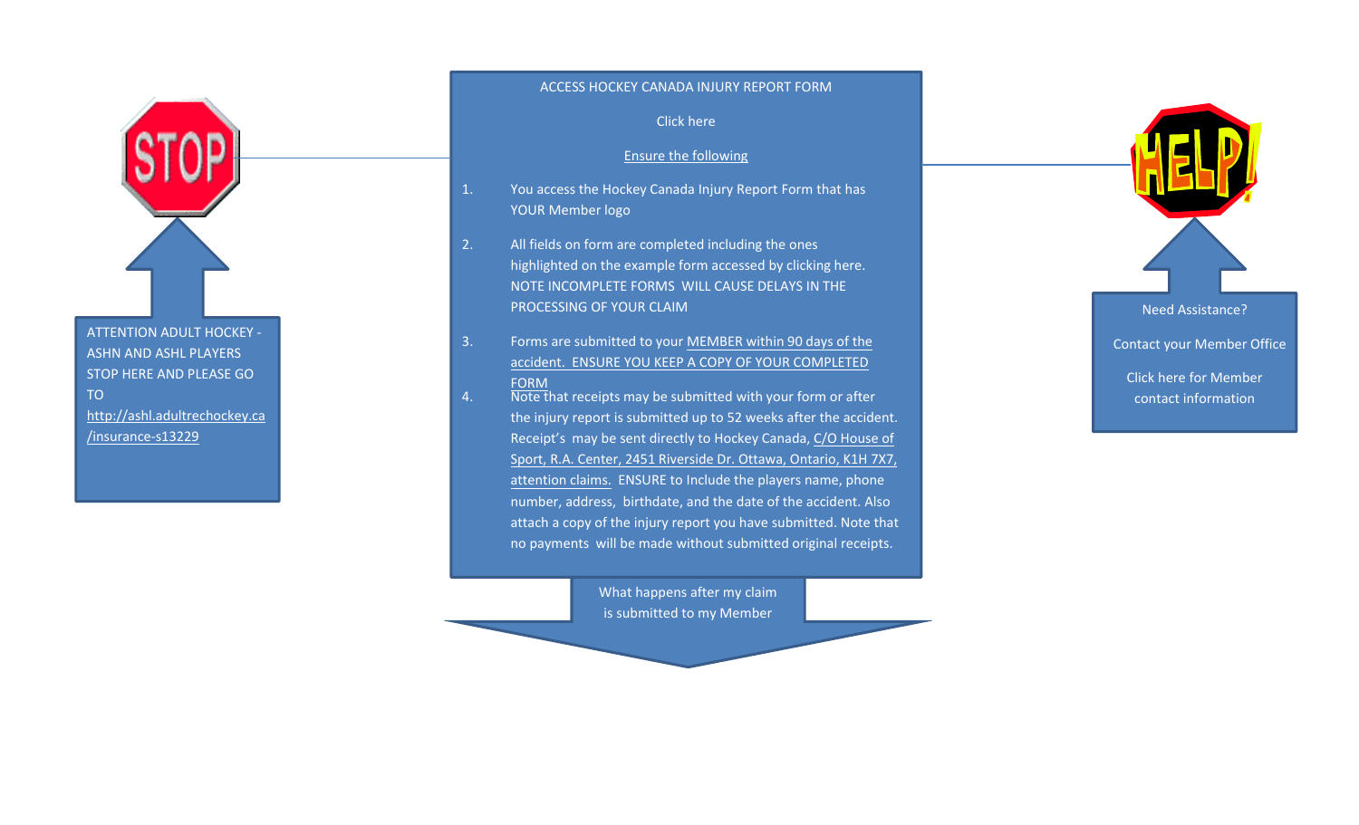STOP

ATTENTION ADULT HOCKEY - ASHN AND ASHL PLAYERS STOP HERE AND PLEASE GO TO http://ashl.adultrechockey.ca/insurance-s13229

ACCESS HOCKEY CANADA INJURY REPORT FORM

Click here

Ensure the following

1. You access the Hockey Canada Injury Report Form that has YOUR Member logo

2. All fields on form are completed including the ones highlighted on the example form accessed by clicking here. NOTE INCOMPLETE FORMS WILL CAUSE DELAYS IN THE PROCESSING OF YOUR CLAIM

3. Forms are submitted to your MEMBER within 90 days of the accident. ENSURE YOU KEEP A COPY OF YOUR COMPLETED FORM

4. Note that receipts may be submitted with your form or after the injury report is submitted up to 52 weeks after the accident. Receipt's may be sent directly to Hockey Canada, C/O House of Sport, R.A. Center, 2451 Riverside Dr. Ottawa, Ontario, K1H 7X7, attention claims. ENSURE to Include the players name, phone number, address, birthdate, and the date of the accident. Also attach a copy of the injury report you have submitted. Note that no payments will be made without submitted original receipts.

What happens after my claim is submitted to my Member

HELP!

Need Assistance?

Contact your Member Office

Click here for Member contact information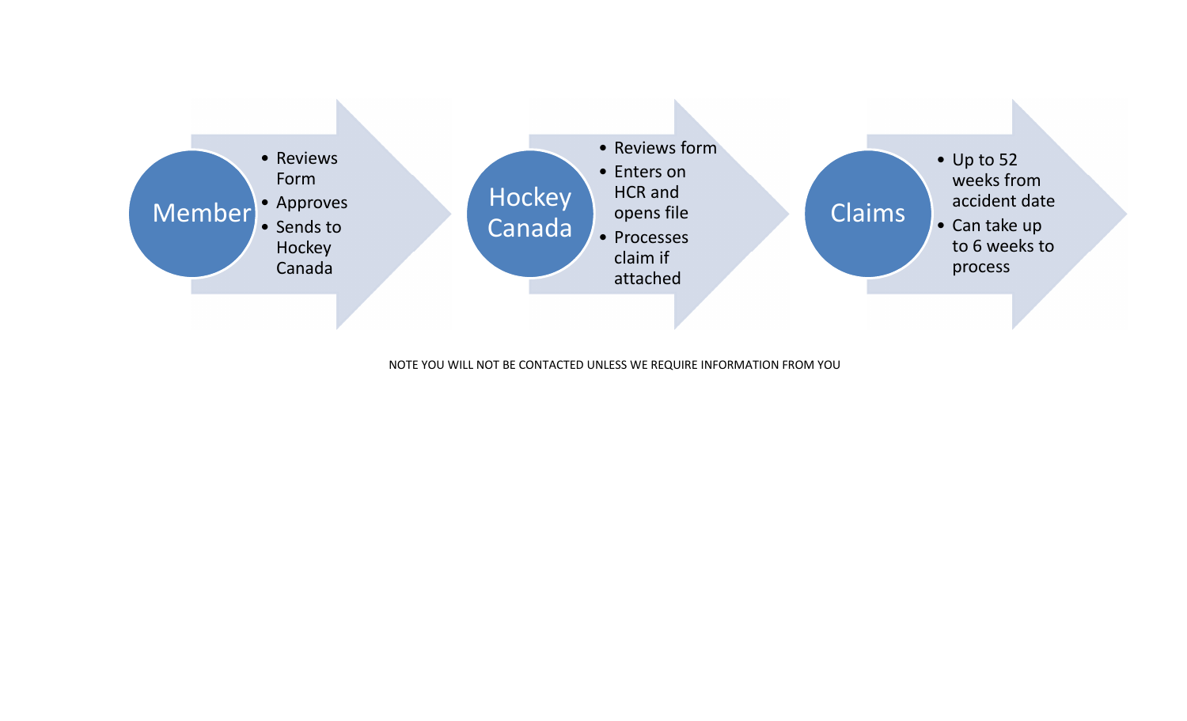**Member**

- Reviews Form
- Approves
- Sends to Hockey Canada

**Hockey Canada**

- Reviews form
- Enters on HCR and opens file
- Processes claim if attached

**Claims**

- Up to 52 weeks from accident date
- Can take up to 6 weeks to process

NOTE YOU WILL NOT BE CONTACTED UNLESS WE REQUIRE INFORMATION FROM YOU